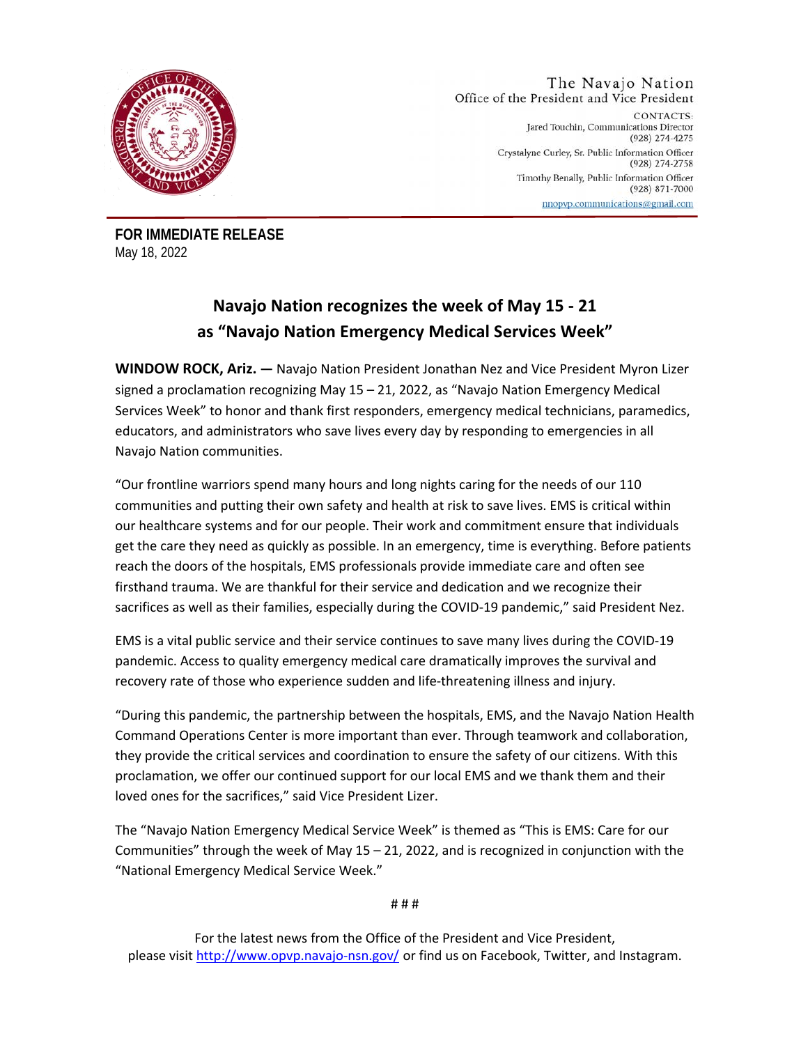The Navajo Nation
Office of the President and Vice President

CONTACTS:
Jared Touchin, Communications Director
(928) 274-4275
Crystalyne Curley, Sr. Public Information Officer
(928) 274-2758
Timothy Benally, Public Information Officer
(928) 871-7000
nnopvp.communications@gmail.com

**FOR IMMEDIATE RELEASE**
May 18, 2022

# Navajo Nation recognizes the week of May 15 - 21 as "Navajo Nation Emergency Medical Services Week"

**WINDOW ROCK, Ariz. —** Navajo Nation President Jonathan Nez and Vice President Myron Lizer signed a proclamation recognizing May 15 – 21, 2022, as "Navajo Nation Emergency Medical Services Week" to honor and thank first responders, emergency medical technicians, paramedics, educators, and administrators who save lives every day by responding to emergencies in all Navajo Nation communities.

"Our frontline warriors spend many hours and long nights caring for the needs of our 110 communities and putting their own safety and health at risk to save lives. EMS is critical within our healthcare systems and for our people. Their work and commitment ensure that individuals get the care they need as quickly as possible. In an emergency, time is everything. Before patients reach the doors of the hospitals, EMS professionals provide immediate care and often see firsthand trauma. We are thankful for their service and dedication and we recognize their sacrifices as well as their families, especially during the COVID-19 pandemic," said President Nez.

EMS is a vital public service and their service continues to save many lives during the COVID-19 pandemic. Access to quality emergency medical care dramatically improves the survival and recovery rate of those who experience sudden and life-threatening illness and injury.

"During this pandemic, the partnership between the hospitals, EMS, and the Navajo Nation Health Command Operations Center is more important than ever. Through teamwork and collaboration, they provide the critical services and coordination to ensure the safety of our citizens. With this proclamation, we offer our continued support for our local EMS and we thank them and their loved ones for the sacrifices," said Vice President Lizer.

The "Navajo Nation Emergency Medical Service Week" is themed as "This is EMS: Care for our Communities" through the week of May 15 – 21, 2022, and is recognized in conjunction with the "National Emergency Medical Service Week."

# # #

For the latest news from the Office of the President and Vice President, please visit http://www.opvp.navajo-nsn.gov/ or find us on Facebook, Twitter, and Instagram.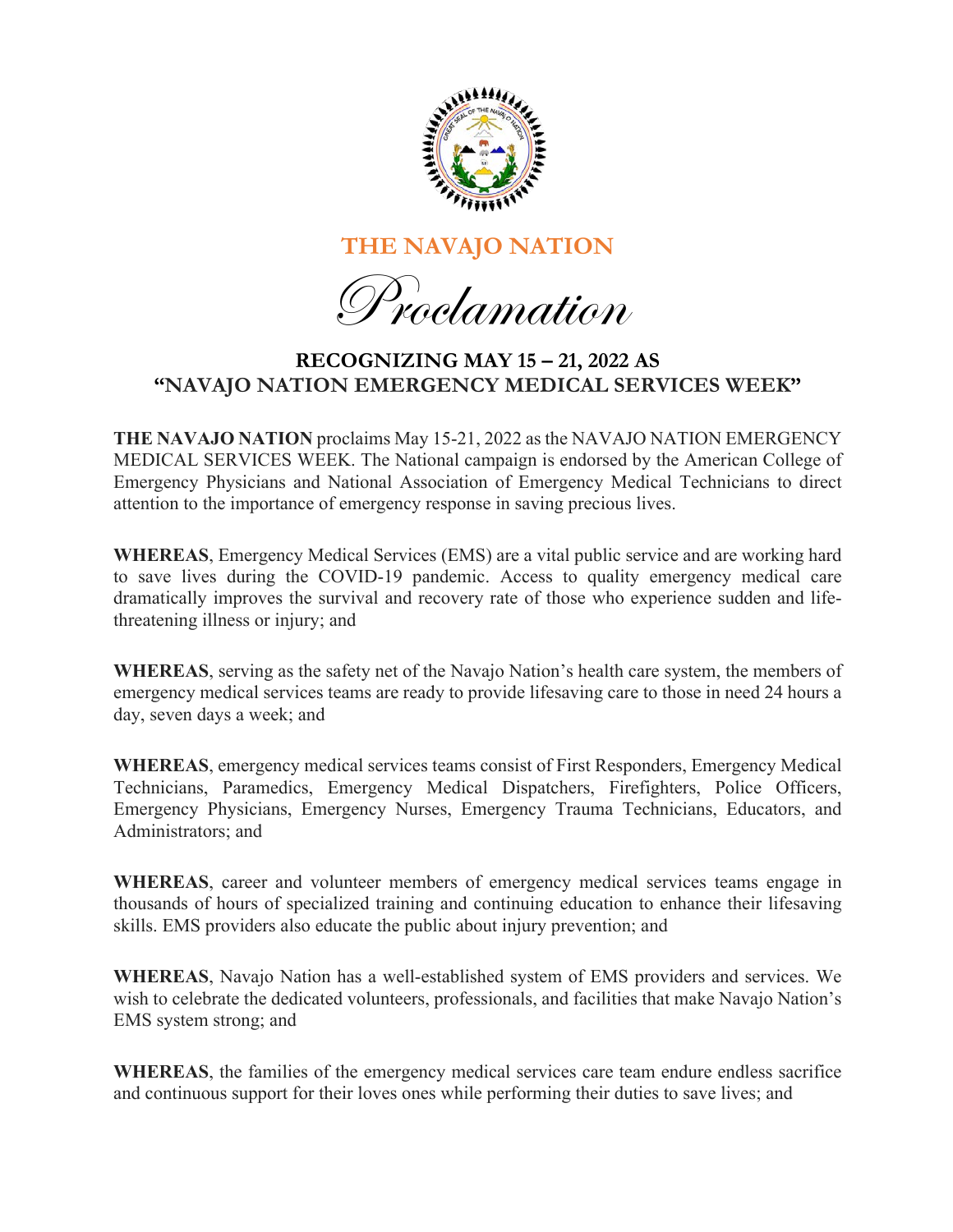# THE NAVAJO NATION

# *Proclamation*

## RECOGNIZING MAY 15 – 21, 2022 AS "NAVAJO NATION EMERGENCY MEDICAL SERVICES WEEK"

**THE NAVAJO NATION** proclaims May 15-21, 2022 as the NAVAJO NATION EMERGENCY MEDICAL SERVICES WEEK. The National campaign is endorsed by the American College of Emergency Physicians and National Association of Emergency Medical Technicians to direct attention to the importance of emergency response in saving precious lives.

**WHEREAS**, Emergency Medical Services (EMS) are a vital public service and are working hard to save lives during the COVID-19 pandemic. Access to quality emergency medical care dramatically improves the survival and recovery rate of those who experience sudden and life-threatening illness or injury; and

**WHEREAS**, serving as the safety net of the Navajo Nation's health care system, the members of emergency medical services teams are ready to provide lifesaving care to those in need 24 hours a day, seven days a week; and

**WHEREAS**, emergency medical services teams consist of First Responders, Emergency Medical Technicians, Paramedics, Emergency Medical Dispatchers, Firefighters, Police Officers, Emergency Physicians, Emergency Nurses, Emergency Trauma Technicians, Educators, and Administrators; and

**WHEREAS**, career and volunteer members of emergency medical services teams engage in thousands of hours of specialized training and continuing education to enhance their lifesaving skills. EMS providers also educate the public about injury prevention; and

**WHEREAS**, Navajo Nation has a well-established system of EMS providers and services. We wish to celebrate the dedicated volunteers, professionals, and facilities that make Navajo Nation's EMS system strong; and

**WHEREAS**, the families of the emergency medical services care team endure endless sacrifice and continuous support for their loves ones while performing their duties to save lives; and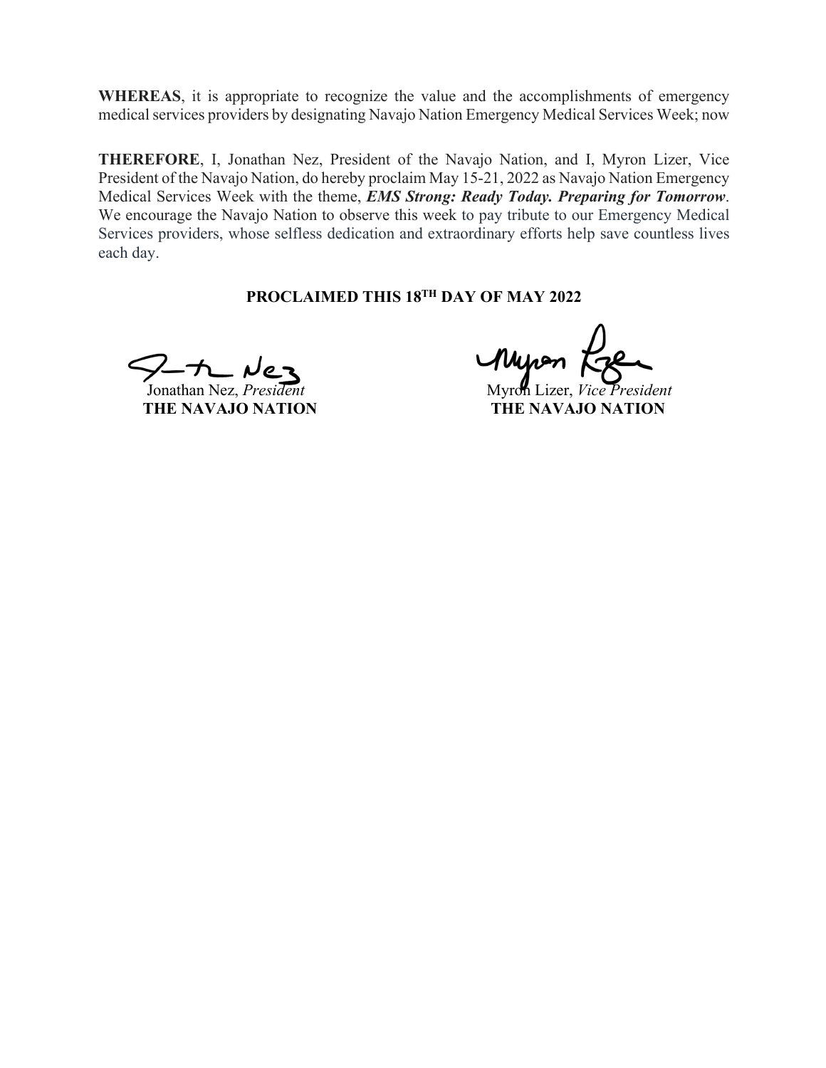**WHEREAS**, it is appropriate to recognize the value and the accomplishments of emergency medical services providers by designating Navajo Nation Emergency Medical Services Week; now

**THEREFORE**, I, Jonathan Nez, President of the Navajo Nation, and I, Myron Lizer, Vice President of the Navajo Nation, do hereby proclaim May 15-21, 2022 as Navajo Nation Emergency Medical Services Week with the theme, ***EMS Strong: Ready Today. Preparing for Tomorrow***. We encourage the Navajo Nation to observe this week to pay tribute to our Emergency Medical Services providers, whose selfless dedication and extraordinary efforts help save countless lives each day.

**PROCLAIMED THIS 18TH DAY OF MAY 2022**

Jonathan Nez, *President*
**THE NAVAJO NATION**

Myron Lizer, *Vice President*
**THE NAVAJO NATION**